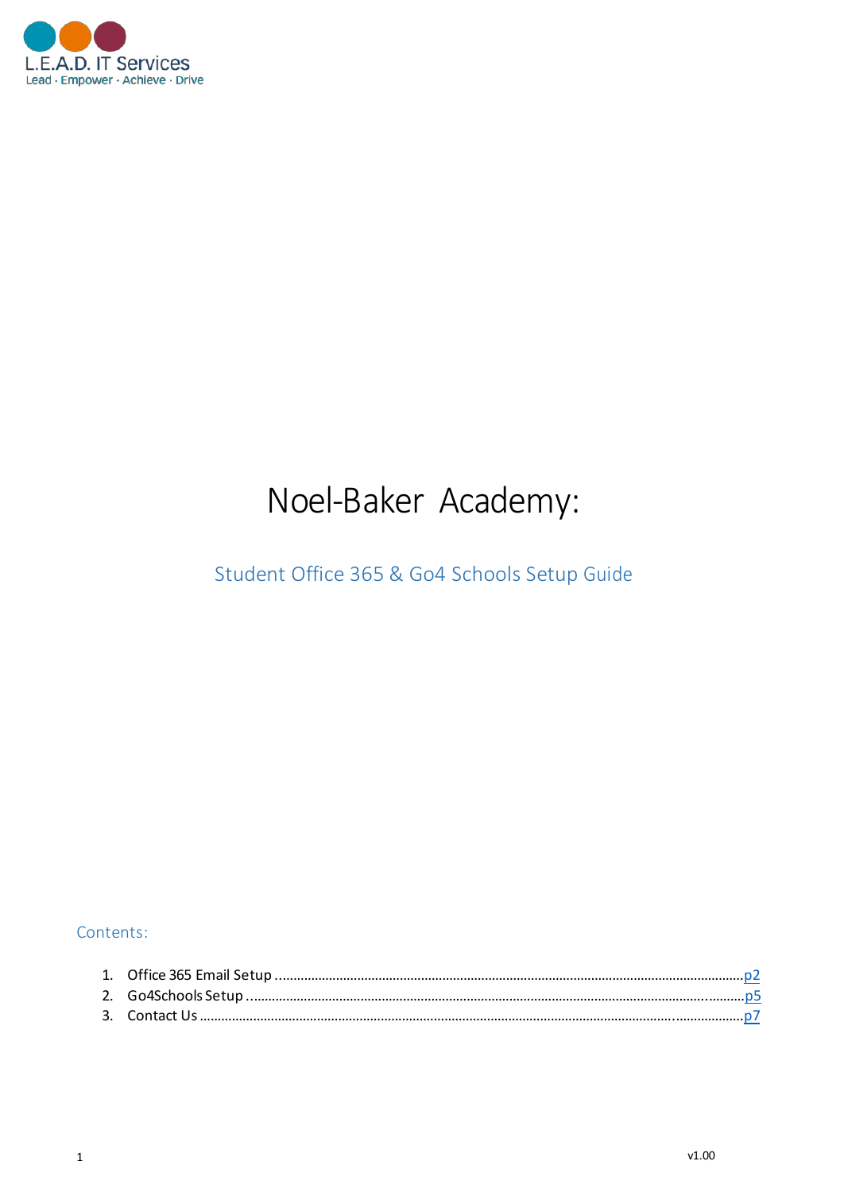L.E.A.D. IT Services

Lead · Empower · Achieve · Drive

# Noel-Baker Academy:

## Student Office 365 & Go4 Schools Setup Guide

### Contents:

1. Office 365 Email Setup ........................................ p2
2. Go4Schools Setup ........................................ p5
3. Contact Us ........................................ p7

v1.00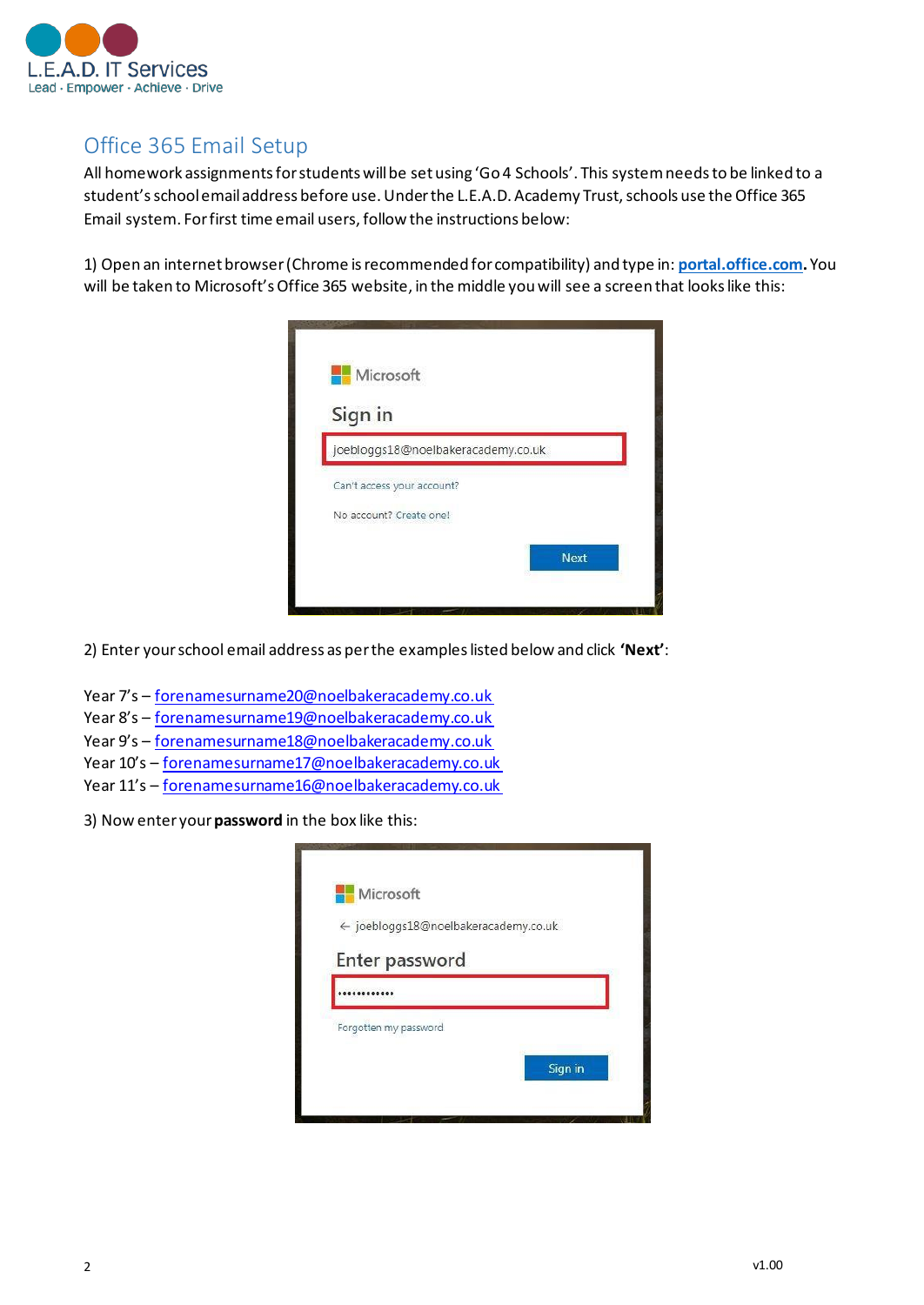## Office 365 Email Setup

All homework assignments for students will be set using 'Go 4 Schools'. This system needs to be linked to a student's school email address before use. Under the L.E.A.D. Academy Trust, schools use the Office 365 Email system. For first time email users, follow the instructions below:

1) Open an internet browser (Chrome is recommended for compatibility) and type in: **portal.office.com**. You will be taken to Microsoft's Office 365 website, in the middle you will see a screen that looks like this:

2) Enter your school email address as per the examples listed below and click **'Next'**:

Year 7's – forenamesurname20@noelbakeracademy.co.uk  
Year 8's – forenamesurname19@noelbakeracademy.co.uk  
Year 9's – forenamesurname18@noelbakeracademy.co.uk  
Year 10's – forenamesurname17@noelbakeracademy.co.uk  
Year 11's – forenamesurname16@noelbakeracademy.co.uk

3) Now enter your **password** in the box like this: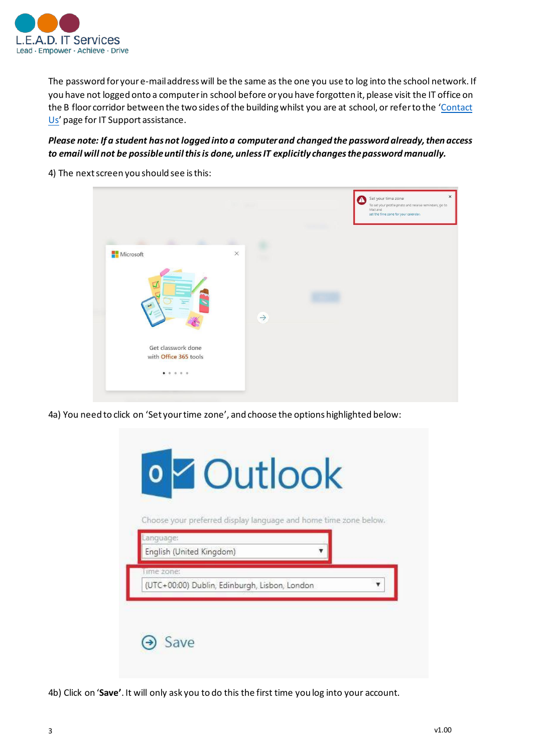The password for your e-mail address will be the same as the one you use to log into the school network. If you have not logged onto a computer in school before or you have forgotten it, please visit the IT office on the B floor corridor between the two sides of the building whilst you are at school, or refer to the '[Contact Us](#)' page for IT Support assistance.

***Please note: If a student has not logged into a computer and changed the password already, then access to email will not be possible until this is done, unless IT explicitly changes the password manually.***

4) The next screen you should see is this:

4a) You need to click on 'Set your time zone', and choose the options highlighted below:

4b) Click on '**Save**'. It will only ask you to do this the first time you log into your account.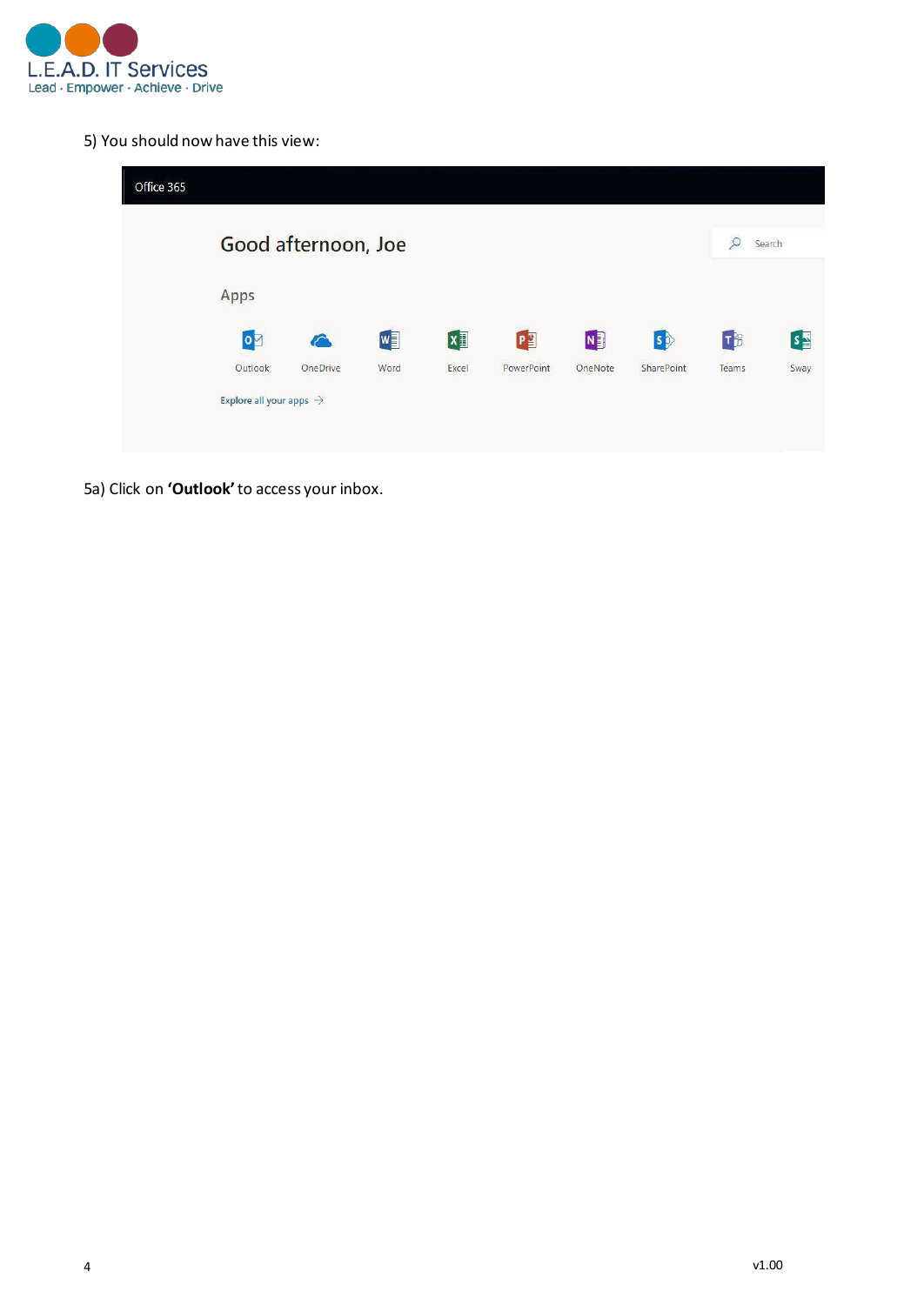5) You should now have this view:

5a) Click on **'Outlook'** to access your inbox.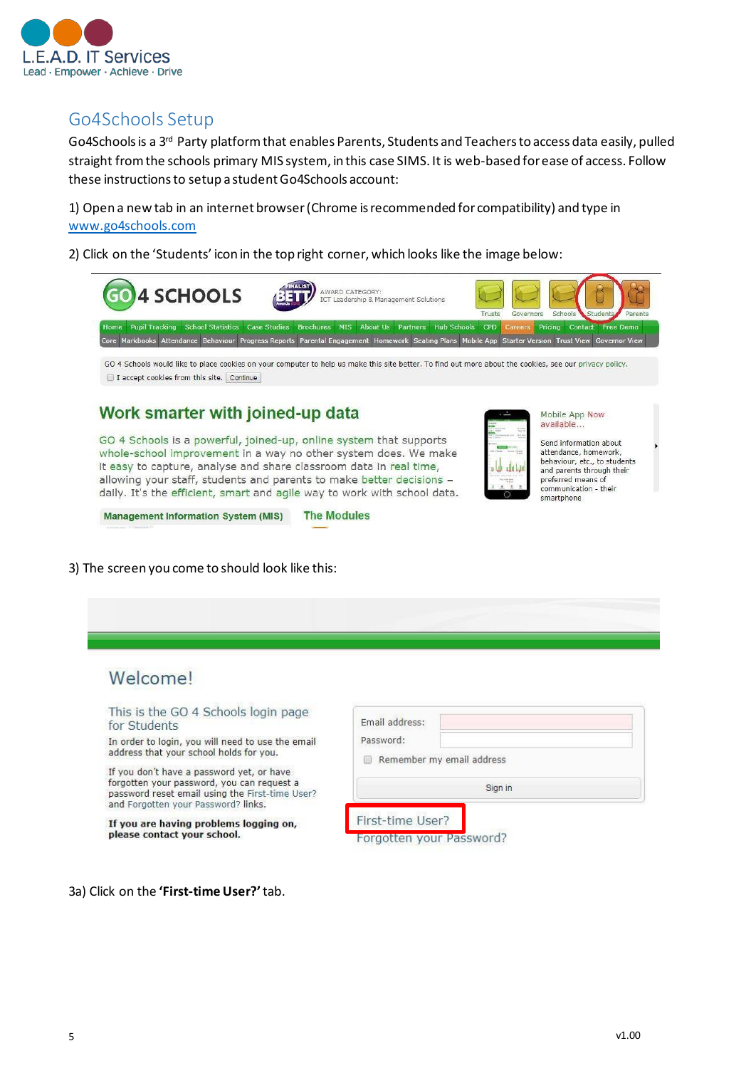## Go4Schools Setup

Go4Schools is a 3rd Party platform that enables Parents, Students and Teachers to access data easily, pulled straight from the schools primary MIS system, in this case SIMS. It is web-based for ease of access. Follow these instructions to setup a student Go4Schools account:

1) Open a new tab in an internet browser (Chrome is recommended for compatibility) and type in www.go4schools.com

2) Click on the 'Students' icon in the top right corner, which looks like the image below:

3) The screen you come to should look like this:

3a) Click on the **'First-time User?'** tab.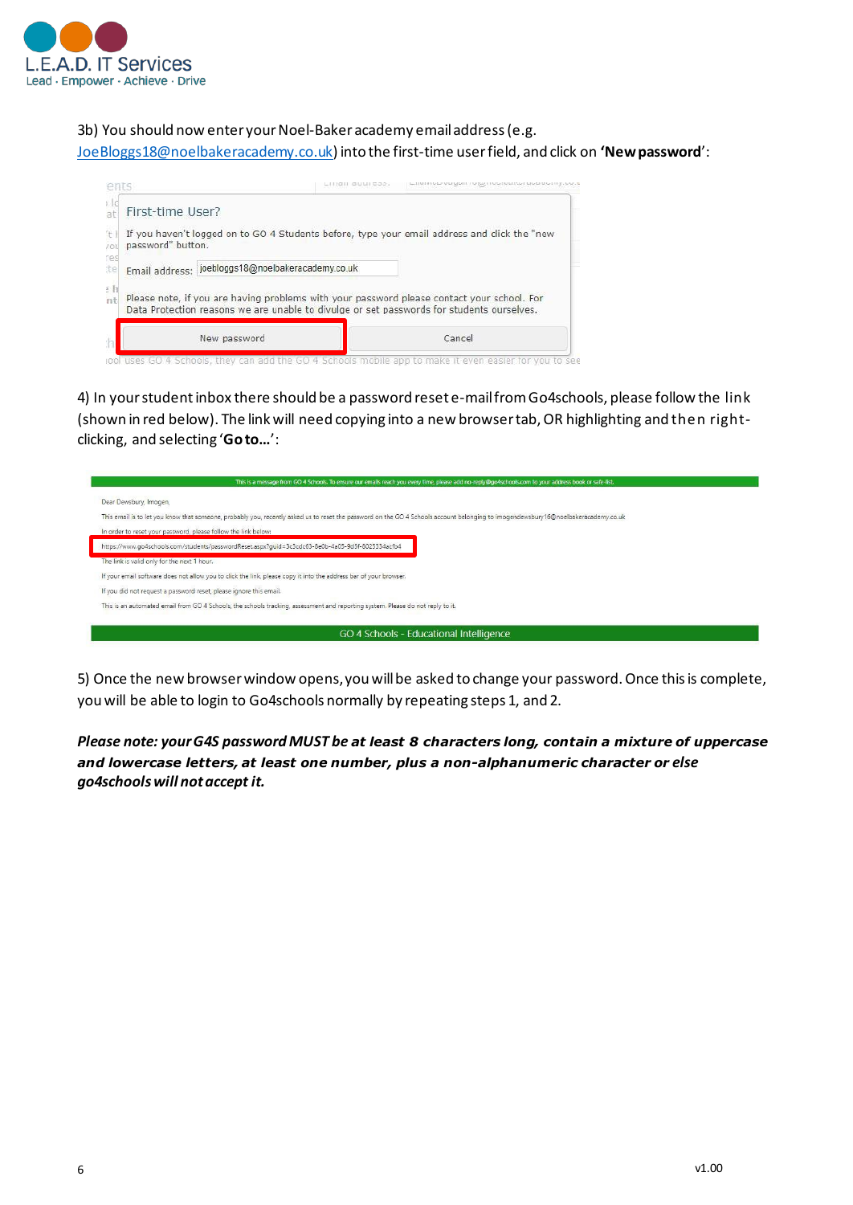3b) You should now enter your Noel-Baker academy email address (e.g. JoeBloggs18@noelbakeracademy.co.uk) into the first-time user field, and click on **'New password'**:

First-time User?

If you haven't logged on to GO 4 Students before, type your email address and click the "new password" button.

Email address: joebloggs18@noelbakeracademy.co.uk

Please note, if you are having problems with your password please contact your school. For Data Protection reasons we are unable to divulge or set passwords for students ourselves.

New password | Cancel

4) In your student inbox there should be a password reset e-mail from Go4schools, please follow the link (shown in red below). The link will need copying into a new browser tab, OR highlighting and then right-clicking, and selecting '**Go to…**':

This is a message from GO 4 Schools. To ensure our emails reach you every time, please add no-reply@go4schools.com to your address book or safe-list.

Dear Dewsbury, Imogen,

This email is to let you know that someone, probably you, recently asked us to reset the password on the GO 4 Schools account belonging to imogendewsbury16@noelbakeracademy.co.uk

In order to reset your password, please follow the link below:

https://www.go4schools.com/students/passwordReset.aspx?guid=3c3cdc63-8e0b-4a05-9d5f-8025334acfb4

The link is valid only for the next 1 hour.

If your email software does not allow you to click the link, please copy it into the address bar of your browser.

If you did not request a password reset, please ignore this email.

This is an automated email from GO 4 Schools, the schools tracking, assessment and reporting system. Please do not reply to it.

GO 4 Schools - Educational Intelligence

5) Once the new browser window opens, you will be asked to change your password. Once this is complete, you will be able to login to Go4schools normally by repeating steps 1, and 2.

***Please note: your G4S password MUST be at least 8 characters long, contain a mixture of uppercase and lowercase letters, at least one number, plus a non-alphanumeric character or else go4schools will not accept it.***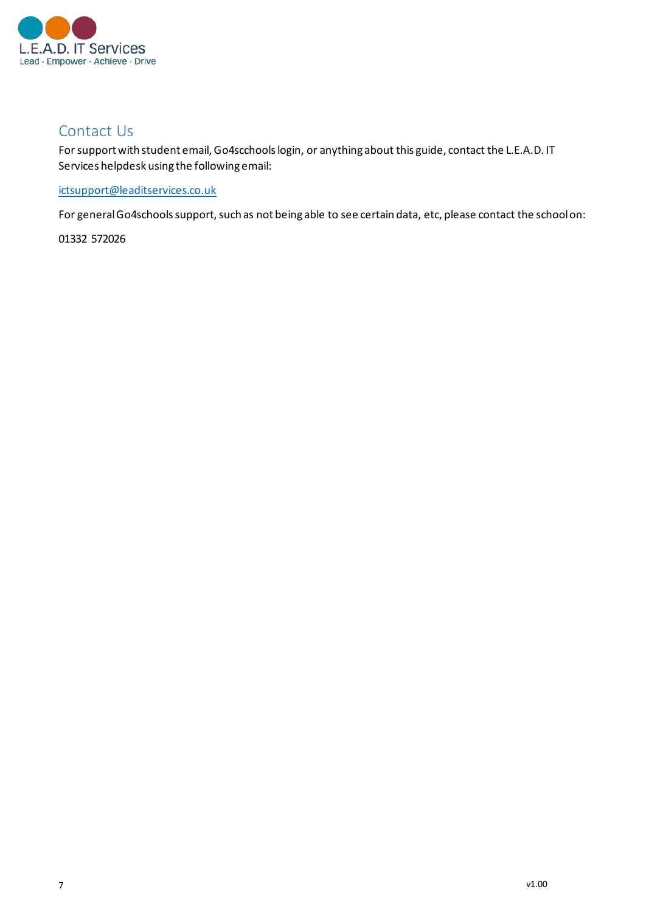## Contact Us

For support with student email, Go4scchools login, or anything about this guide, contact the L.E.A.D. IT Services helpdesk using the following email:

[ictsupport@leaditservices.co.uk](mailto:ictsupport@leaditservices.co.uk)

For general Go4schools support, such as not being able to see certain data, etc, please contact the school on:

01332 572026